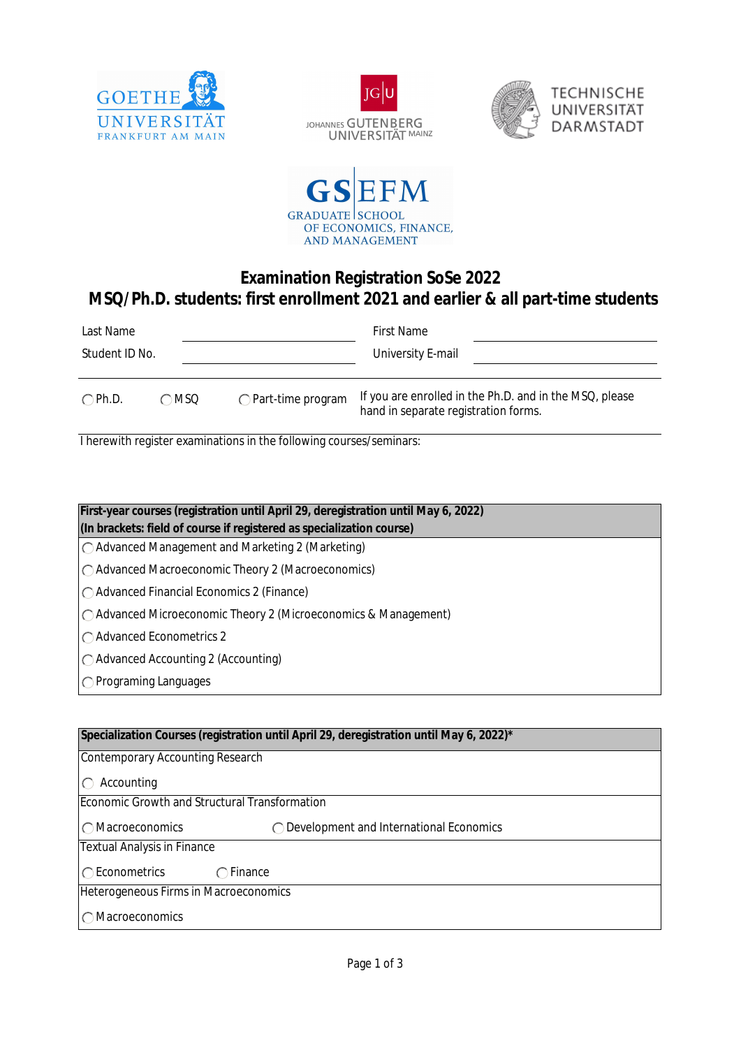GOETHE UNIVERSITÄT FRANKFURT AM MAIN

JOHANNES GUTENBERG UNIVERSITÄT MAINZ

TECHNISCHE UNIVERSITÄT DARMSTADT

GSEFM GRADUATE SCHOOL OF ECONOMICS, FINANCE, AND MANAGEMENT

# Examination Registration SoSe 2022
# MSQ/Ph.D. students: first enrollment 2021 and earlier & all part-time students

| Last Name | | First Name | |
|---|---|---|---|
| Student ID No. | | University E-mail | |

◯ Ph.D. ◯ MSQ ◯ Part-time program

If you are enrolled in the Ph.D. and in the MSQ, please hand in separate registration forms.

I herewith register examinations in the following courses/seminars:

| **First-year courses (registration until April 29, deregistration until May 6, 2022)**<br>**(In brackets: field of course if registered as specialization course)** |
|---|
| ◯ Advanced Management and Marketing 2 (Marketing) |
| ◯ Advanced Macroeconomic Theory 2 (Macroeconomics) |
| ◯ Advanced Financial Economics 2 (Finance) |
| ◯ Advanced Microeconomic Theory 2 (Microeconomics & Management) |
| ◯ Advanced Econometrics 2 |
| ◯ Advanced Accounting 2 (Accounting) |
| ◯ Programing Languages |

| **Specialization Courses (registration until April 29, deregistration until May 6, 2022)*** | |
|---|---|
| Contemporary Accounting Research | |
| ◯ Accounting | |
| Economic Growth and Structural Transformation | |
| ◯ Macroeconomics | ◯ Development and International Economics |
| Textual Analysis in Finance | |
| ◯ Econometrics | ◯ Finance |
| Heterogeneous Firms in Macroeconomics | |
| ◯ Macroeconomics | |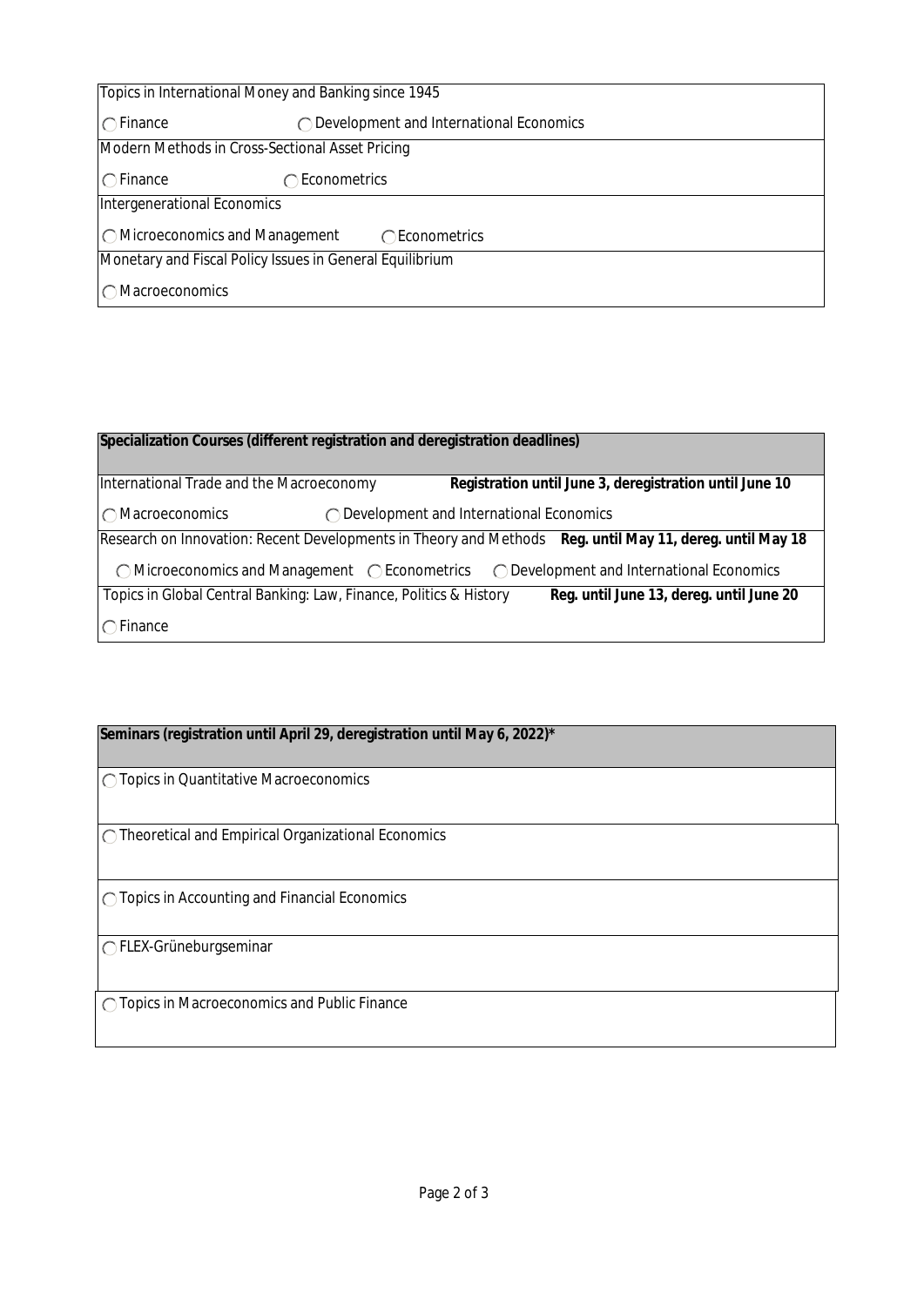| Topics in International Money and Banking since 1945 | |
|---|---|
| ○ Finance | ○ Development and International Economics |

| Modern Methods in Cross-Sectional Asset Pricing | |
|---|---|
| ○ Finance | ○ Econometrics |

| Intergenerational Economics | |
|---|---|
| ○ Microeconomics and Management | ○ Econometrics |

| Monetary and Fiscal Policy Issues in General Equilibrium |
|---|
| ○ Macroeconomics |

| **Specialization Courses (different registration and deregistration deadlines)** | | |
|---|---|---|
| International Trade and the Macroeconomy | **Registration until June 3, deregistration until June 10** | |
| ○ Macroeconomics | ○ Development and International Economics | |
| Research on Innovation: Recent Developments in Theory and Methods | **Reg. until May 11, dereg. until May 18** | |
| ○ Microeconomics and Management | ○ Econometrics | ○ Development and International Economics |
| Topics in Global Central Banking: Law, Finance, Politics & History | **Reg. until June 13, dereg. until June 20** | |
| ○ Finance | | |

| **Seminars (registration until April 29, deregistration until May 6, 2022)*** |
|---|
| ○ Topics in Quantitative Macroeconomics |
| ○ Theoretical and Empirical Organizational Economics |
| ○ Topics in Accounting and Financial Economics |
| ○ FLEX-Grüneburgseminar |
| ○ Topics in Macroeconomics and Public Finance |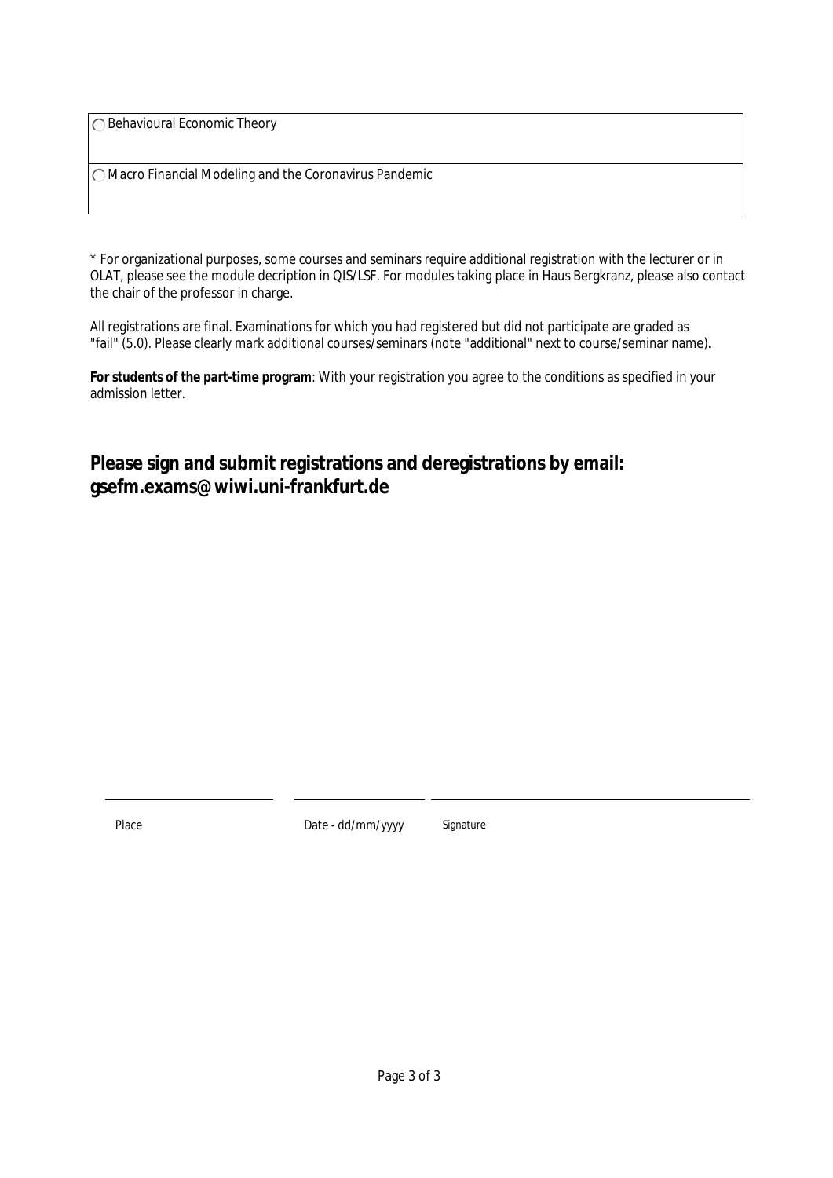- ◯ Behavioural Economic Theory
- ◯ Macro Financial Modeling and the Coronavirus Pandemic

* For organizational purposes, some courses and seminars require additional registration with the lecturer or in OLAT, please see the module decription in QIS/LSF. For modules taking place in Haus Bergkranz, please also contact the chair of the professor in charge.

All registrations are final. Examinations for which you had registered but did not participate are graded as "fail" (5.0). Please clearly mark additional courses/seminars (note "additional" next to course/seminar name).

**For students of the part-time program**: With your registration you agree to the conditions as specified in your admission letter.

## Please sign and submit registrations and deregistrations by email: gsefm.exams@wiwi.uni-frankfurt.de

| | | |
|---|---|---|
| Place | Date - dd/mm/yyyy | Signature |